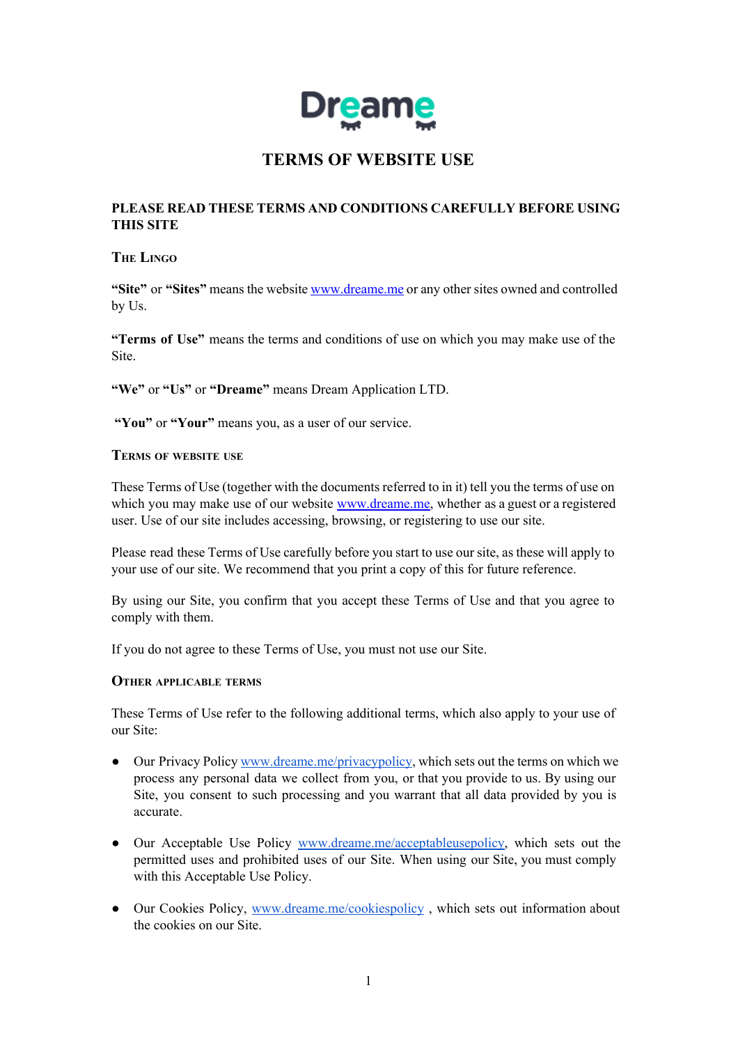Dreame

# TERMS OF WEBSITE USE

**PLEASE READ THESE TERMS AND CONDITIONS CAREFULLY BEFORE USING THIS SITE**

## The Lingo

**"Site"** or **"Sites"** means the website www.dreame.me or any other sites owned and controlled by Us.

**"Terms of Use"** means the terms and conditions of use on which you may make use of the Site.

**"We"** or **"Us"** or **"Dreame"** means Dream Application LTD.

**"You"** or **"Your"** means you, as a user of our service.

## Terms of website use

These Terms of Use (together with the documents referred to in it) tell you the terms of use on which you may make use of our website www.dreame.me, whether as a guest or a registered user. Use of our site includes accessing, browsing, or registering to use our site.

Please read these Terms of Use carefully before you start to use our site, as these will apply to your use of our site. We recommend that you print a copy of this for future reference.

By using our Site, you confirm that you accept these Terms of Use and that you agree to comply with them.

If you do not agree to these Terms of Use, you must not use our Site.

## Other applicable terms

These Terms of Use refer to the following additional terms, which also apply to your use of our Site:

- Our Privacy Policy www.dreame.me/privacypolicy, which sets out the terms on which we process any personal data we collect from you, or that you provide to us. By using our Site, you consent to such processing and you warrant that all data provided by you is accurate.
- Our Acceptable Use Policy www.dreame.me/acceptableusepolicy, which sets out the permitted uses and prohibited uses of our Site. When using our Site, you must comply with this Acceptable Use Policy.
- Our Cookies Policy, www.dreame.me/cookiespolicy , which sets out information about the cookies on our Site.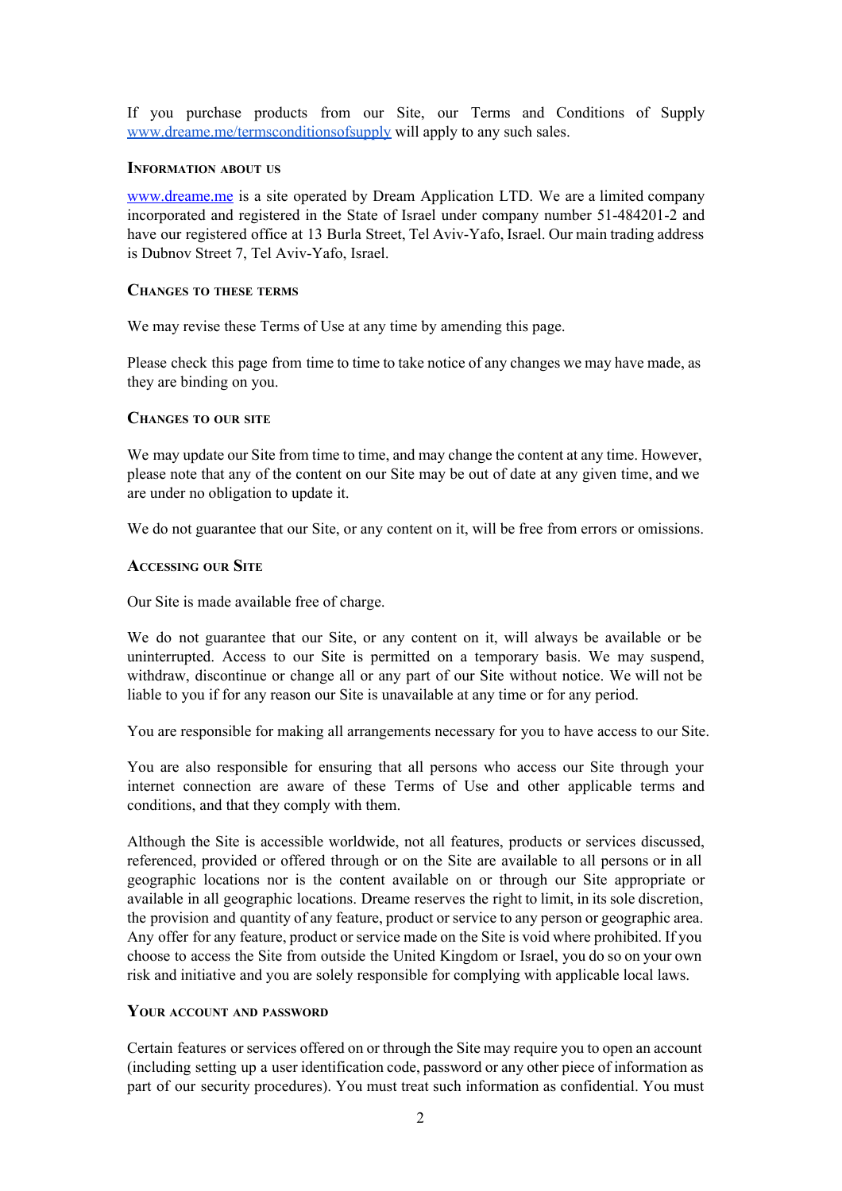If you purchase products from our Site, our Terms and Conditions of Supply [www.dreame.me/termsconditionsofsupply](www.dreame.me/termsconditionsofsupply) will apply to any such sales.

## Information about us

[www.dreame.me](www.dreame.me) is a site operated by Dream Application LTD. We are a limited company incorporated and registered in the State of Israel under company number 51-484201-2 and have our registered office at 13 Burla Street, Tel Aviv-Yafo, Israel. Our main trading address is Dubnov Street 7, Tel Aviv-Yafo, Israel.

## Changes to these terms

We may revise these Terms of Use at any time by amending this page.

Please check this page from time to time to take notice of any changes we may have made, as they are binding on you.

## Changes to our site

We may update our Site from time to time, and may change the content at any time. However, please note that any of the content on our Site may be out of date at any given time, and we are under no obligation to update it.

We do not guarantee that our Site, or any content on it, will be free from errors or omissions.

## Accessing our Site

Our Site is made available free of charge.

We do not guarantee that our Site, or any content on it, will always be available or be uninterrupted. Access to our Site is permitted on a temporary basis. We may suspend, withdraw, discontinue or change all or any part of our Site without notice. We will not be liable to you if for any reason our Site is unavailable at any time or for any period.

You are responsible for making all arrangements necessary for you to have access to our Site.

You are also responsible for ensuring that all persons who access our Site through your internet connection are aware of these Terms of Use and other applicable terms and conditions, and that they comply with them.

Although the Site is accessible worldwide, not all features, products or services discussed, referenced, provided or offered through or on the Site are available to all persons or in all geographic locations nor is the content available on or through our Site appropriate or available in all geographic locations. Dreame reserves the right to limit, in its sole discretion, the provision and quantity of any feature, product or service to any person or geographic area. Any offer for any feature, product or service made on the Site is void where prohibited. If you choose to access the Site from outside the United Kingdom or Israel, you do so on your own risk and initiative and you are solely responsible for complying with applicable local laws.

## Your account and password

Certain features or services offered on or through the Site may require you to open an account (including setting up a user identification code, password or any other piece of information as part of our security procedures). You must treat such information as confidential. You must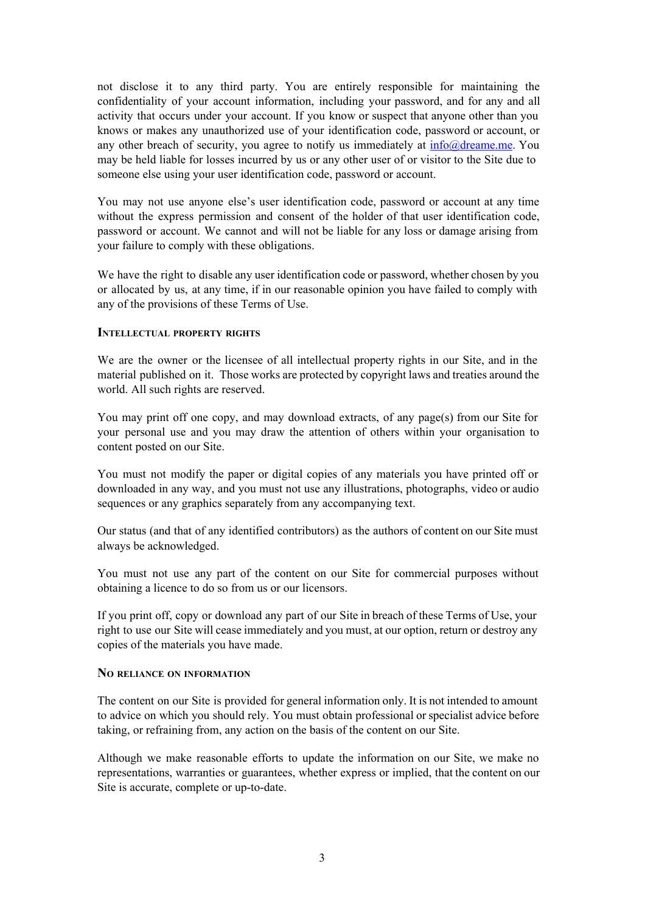not disclose it to any third party. You are entirely responsible for maintaining the confidentiality of your account information, including your password, and for any and all activity that occurs under your account. If you know or suspect that anyone other than you knows or makes any unauthorized use of your identification code, password or account, or any other breach of security, you agree to notify us immediately at [info@dreame.me](mailto:info@dreame.me). You may be held liable for losses incurred by us or any other user of or visitor to the Site due to someone else using your user identification code, password or account.

You may not use anyone else's user identification code, password or account at any time without the express permission and consent of the holder of that user identification code, password or account. We cannot and will not be liable for any loss or damage arising from your failure to comply with these obligations.

We have the right to disable any user identification code or password, whether chosen by you or allocated by us, at any time, if in our reasonable opinion you have failed to comply with any of the provisions of these Terms of Use.

### Intellectual property rights

We are the owner or the licensee of all intellectual property rights in our Site, and in the material published on it. Those works are protected by copyright laws and treaties around the world. All such rights are reserved.

You may print off one copy, and may download extracts, of any page(s) from our Site for your personal use and you may draw the attention of others within your organisation to content posted on our Site.

You must not modify the paper or digital copies of any materials you have printed off or downloaded in any way, and you must not use any illustrations, photographs, video or audio sequences or any graphics separately from any accompanying text.

Our status (and that of any identified contributors) as the authors of content on our Site must always be acknowledged.

You must not use any part of the content on our Site for commercial purposes without obtaining a licence to do so from us or our licensors.

If you print off, copy or download any part of our Site in breach of these Terms of Use, your right to use our Site will cease immediately and you must, at our option, return or destroy any copies of the materials you have made.

### No reliance on information

The content on our Site is provided for general information only. It is not intended to amount to advice on which you should rely. You must obtain professional or specialist advice before taking, or refraining from, any action on the basis of the content on our Site.

Although we make reasonable efforts to update the information on our Site, we make no representations, warranties or guarantees, whether express or implied, that the content on our Site is accurate, complete or up-to-date.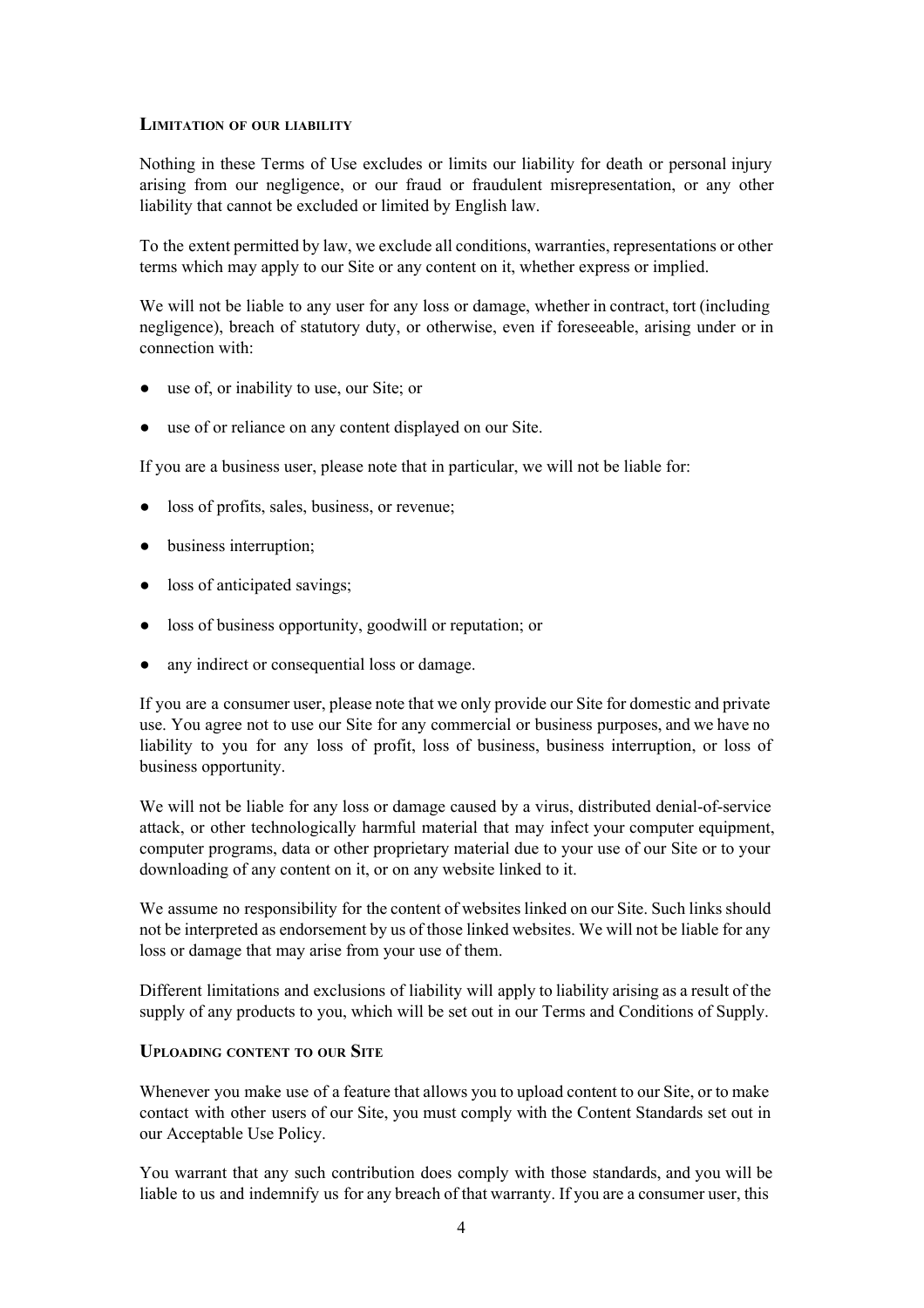## Limitation of our liability

Nothing in these Terms of Use excludes or limits our liability for death or personal injury arising from our negligence, or our fraud or fraudulent misrepresentation, or any other liability that cannot be excluded or limited by English law.

To the extent permitted by law, we exclude all conditions, warranties, representations or other terms which may apply to our Site or any content on it, whether express or implied.

We will not be liable to any user for any loss or damage, whether in contract, tort (including negligence), breach of statutory duty, or otherwise, even if foreseeable, arising under or in connection with:

- use of, or inability to use, our Site; or
- use of or reliance on any content displayed on our Site.

If you are a business user, please note that in particular, we will not be liable for:

- loss of profits, sales, business, or revenue;
- business interruption;
- loss of anticipated savings;
- loss of business opportunity, goodwill or reputation; or
- any indirect or consequential loss or damage.

If you are a consumer user, please note that we only provide our Site for domestic and private use. You agree not to use our Site for any commercial or business purposes, and we have no liability to you for any loss of profit, loss of business, business interruption, or loss of business opportunity.

We will not be liable for any loss or damage caused by a virus, distributed denial-of-service attack, or other technologically harmful material that may infect your computer equipment, computer programs, data or other proprietary material due to your use of our Site or to your downloading of any content on it, or on any website linked to it.

We assume no responsibility for the content of websites linked on our Site. Such links should not be interpreted as endorsement by us of those linked websites. We will not be liable for any loss or damage that may arise from your use of them.

Different limitations and exclusions of liability will apply to liability arising as a result of the supply of any products to you, which will be set out in our Terms and Conditions of Supply.

## Uploading content to our Site

Whenever you make use of a feature that allows you to upload content to our Site, or to make contact with other users of our Site, you must comply with the Content Standards set out in our Acceptable Use Policy.

You warrant that any such contribution does comply with those standards, and you will be liable to us and indemnify us for any breach of that warranty. If you are a consumer user, this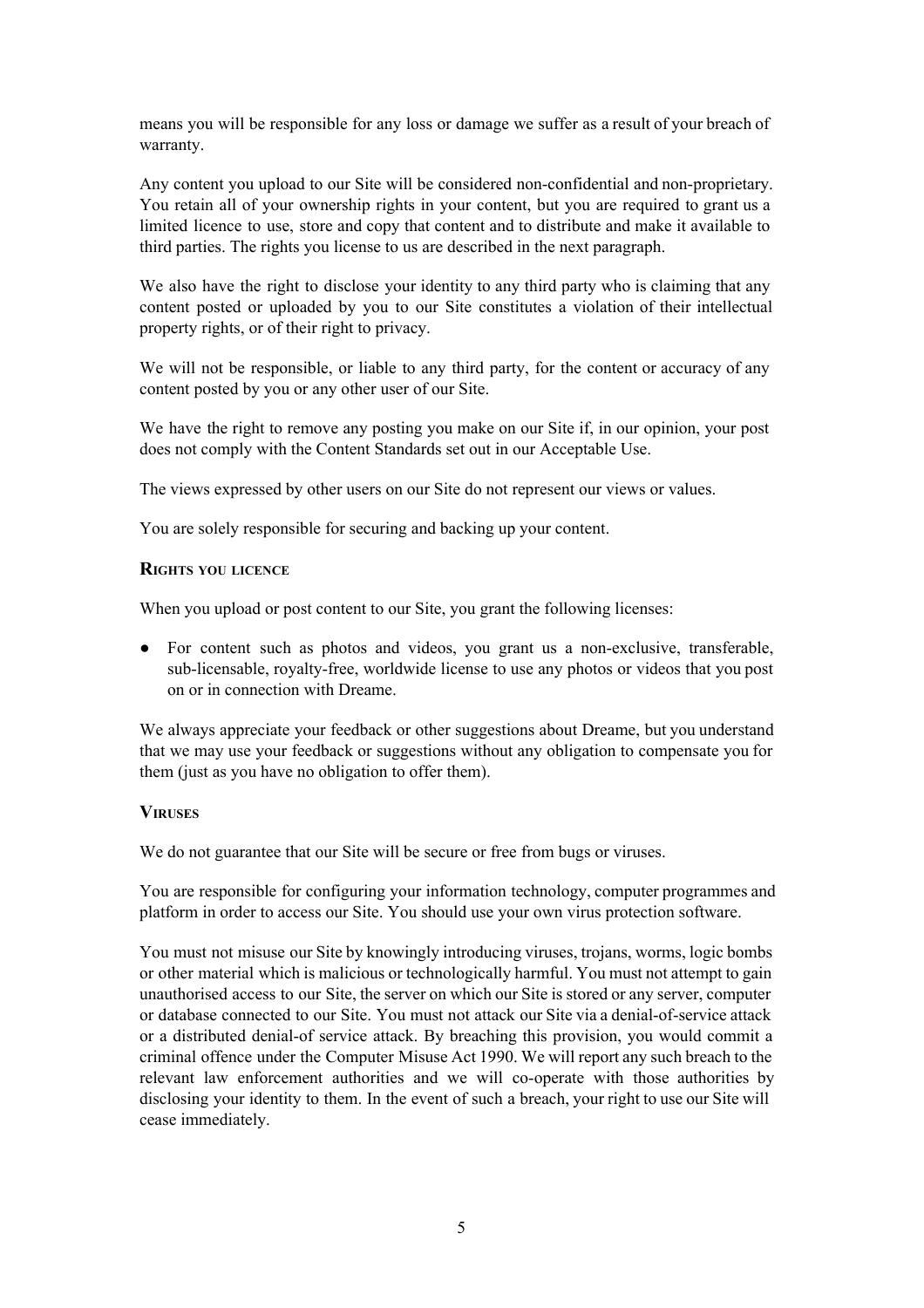means you will be responsible for any loss or damage we suffer as a result of your breach of warranty.

Any content you upload to our Site will be considered non-confidential and non-proprietary. You retain all of your ownership rights in your content, but you are required to grant us a limited licence to use, store and copy that content and to distribute and make it available to third parties. The rights you license to us are described in the next paragraph.

We also have the right to disclose your identity to any third party who is claiming that any content posted or uploaded by you to our Site constitutes a violation of their intellectual property rights, or of their right to privacy.

We will not be responsible, or liable to any third party, for the content or accuracy of any content posted by you or any other user of our Site.

We have the right to remove any posting you make on our Site if, in our opinion, your post does not comply with the Content Standards set out in our Acceptable Use.

The views expressed by other users on our Site do not represent our views or values.

You are solely responsible for securing and backing up your content.

**Rights you licence**

When you upload or post content to our Site, you grant the following licenses:

- For content such as photos and videos, you grant us a non-exclusive, transferable, sub-licensable, royalty-free, worldwide license to use any photos or videos that you post on or in connection with Dreame.

We always appreciate your feedback or other suggestions about Dreame, but you understand that we may use your feedback or suggestions without any obligation to compensate you for them (just as you have no obligation to offer them).

**Viruses**

We do not guarantee that our Site will be secure or free from bugs or viruses.

You are responsible for configuring your information technology, computer programmes and platform in order to access our Site. You should use your own virus protection software.

You must not misuse our Site by knowingly introducing viruses, trojans, worms, logic bombs or other material which is malicious or technologically harmful. You must not attempt to gain unauthorised access to our Site, the server on which our Site is stored or any server, computer or database connected to our Site. You must not attack our Site via a denial-of-service attack or a distributed denial-of service attack. By breaching this provision, you would commit a criminal offence under the Computer Misuse Act 1990. We will report any such breach to the relevant law enforcement authorities and we will co-operate with those authorities by disclosing your identity to them. In the event of such a breach, your right to use our Site will cease immediately.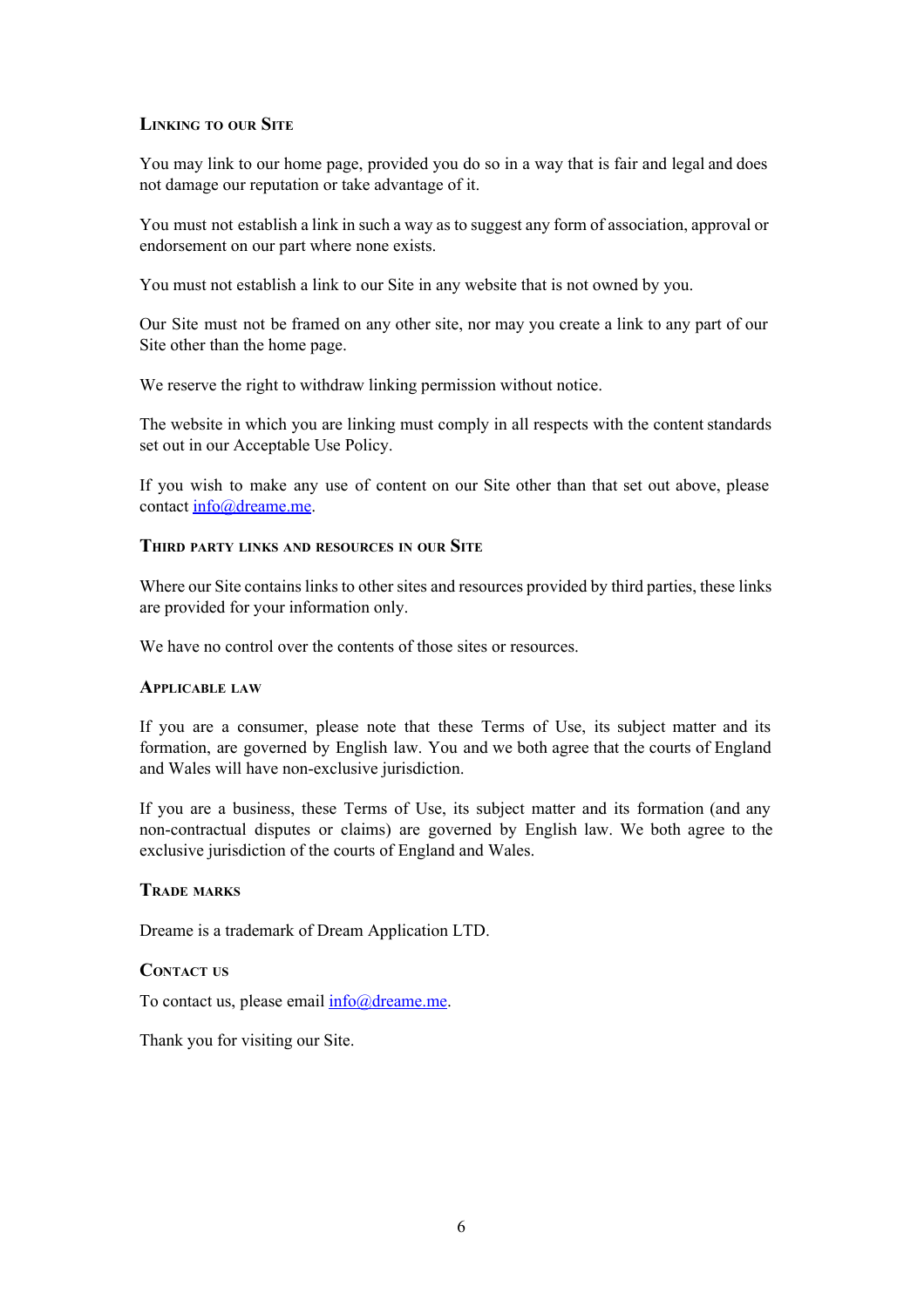### Linking to our Site

You may link to our home page, provided you do so in a way that is fair and legal and does not damage our reputation or take advantage of it.

You must not establish a link in such a way as to suggest any form of association, approval or endorsement on our part where none exists.

You must not establish a link to our Site in any website that is not owned by you.

Our Site must not be framed on any other site, nor may you create a link to any part of our Site other than the home page.

We reserve the right to withdraw linking permission without notice.

The website in which you are linking must comply in all respects with the content standards set out in our Acceptable Use Policy.

If you wish to make any use of content on our Site other than that set out above, please contact [info@dreame.me](mailto:info@dreame.me).

### Third party links and resources in our Site

Where our Site contains links to other sites and resources provided by third parties, these links are provided for your information only.

We have no control over the contents of those sites or resources.

### Applicable law

If you are a consumer, please note that these Terms of Use, its subject matter and its formation, are governed by English law. You and we both agree that the courts of England and Wales will have non-exclusive jurisdiction.

If you are a business, these Terms of Use, its subject matter and its formation (and any non-contractual disputes or claims) are governed by English law. We both agree to the exclusive jurisdiction of the courts of England and Wales.

### Trade marks

Dreame is a trademark of Dream Application LTD.

### Contact us

To contact us, please email [info@dreame.me](mailto:info@dreame.me).

Thank you for visiting our Site.